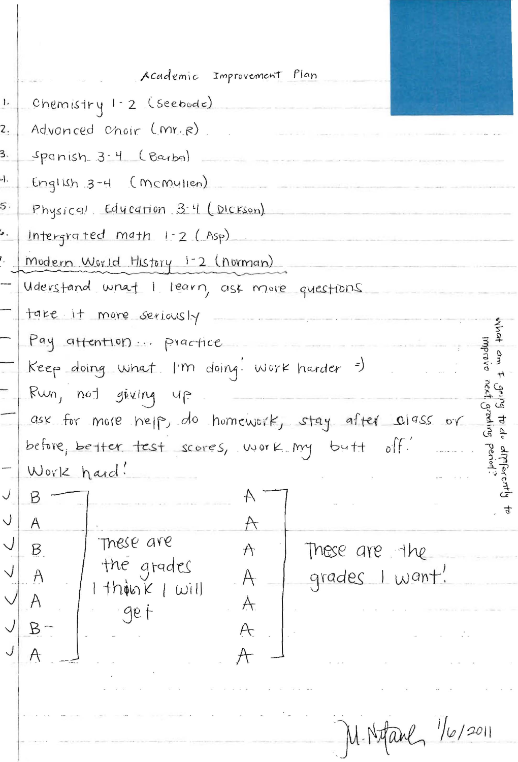# Academic Improvement Plan

1. Chemistry 1-2 (Seebode)
2. Advanced Choir (Mr. R)
3. Spanish 3-4 (Barbal)
4. English 3-4 (McMullen)
5. Physical Education 3-4 (Dickson)
6. Intergrated math 1-2 (Asp)
7. Modern World History 1-2 (Norman)

*What am I going to do differently to improve next grading period?*

- Uderstand what I learn, ask more questions
- take it more seriously
- Pay attention... practice
- Keep doing what I'm doing! work harder =)
- Run, not giving up
- ask for more help, do homework, stay after class or before, better test scores, work my butt off!
- Work hard!

| These are the grades I think I will get | These are the grades I want! |
|---|---|
| ✓ B | A |
| ✓ A | A |
| ✓ B | A |
| ✓ A | A |
| ✓ A | A |
| ✓ B- | A |
| ✓ A | A |

M. Nifane 1/6/2011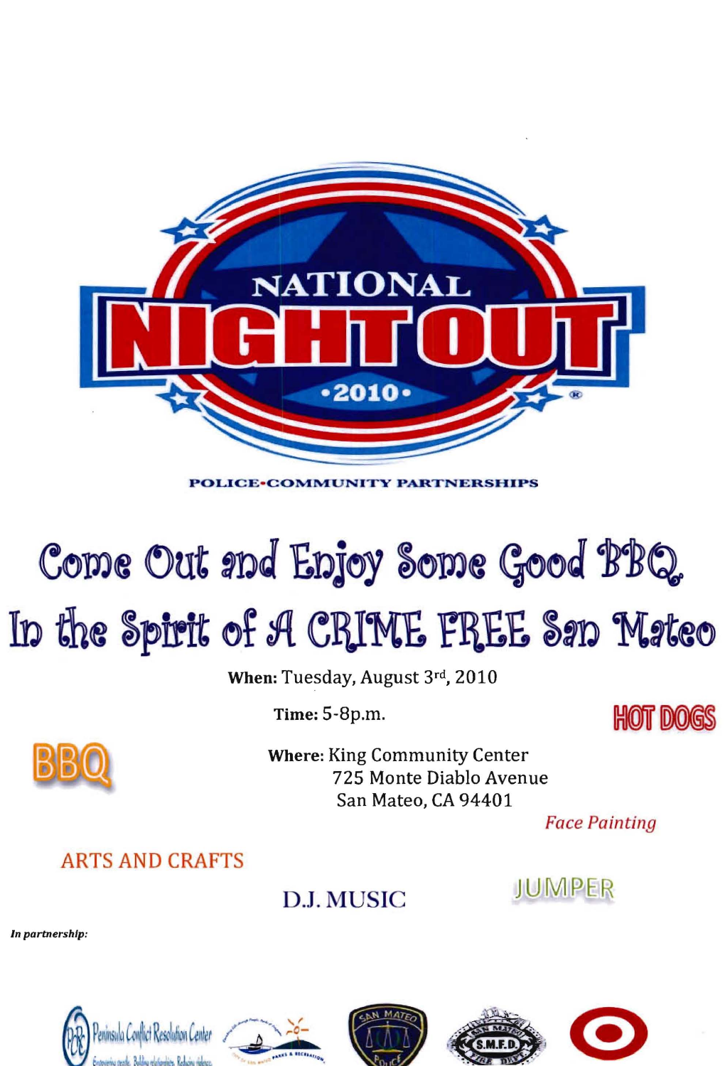# NATIONAL NIGHT OUT •2010•

**POLICE•COMMUNITY PARTNERSHIPS**

# Come Out and Enjoy Some Good BBQ In the Spirit of A CRIME FREE San Mateo

**When:** Tuesday, August 3rd, 2010

**Time:** 5-8p.m.

**Where:** King Community Center
725 Monte Diablo Avenue
San Mateo, CA 94401

HOT DOGS

BBQ

*Face Painting*

ARTS AND CRAFTS

D.J. MUSIC

JUMPER

***In partnership:***

Peninsula Conflict Resolution Center

PARKS & RECREATION

SAN MATEO POLICE

S.M.F.D.